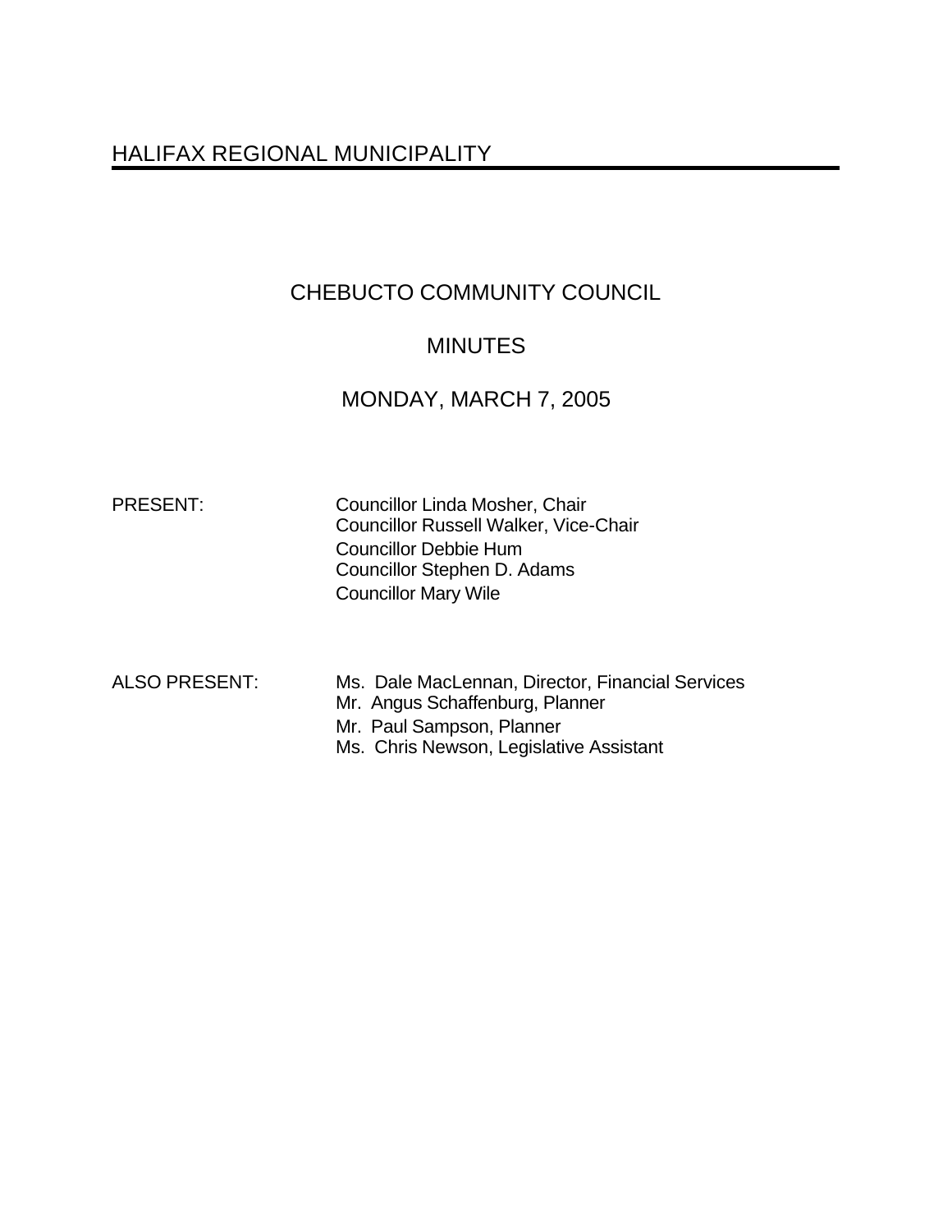# HALIFAX REGIONAL MUNICIPALITY

## CHEBUCTO COMMUNITY COUNCIL

## MINUTES

## MONDAY, MARCH 7, 2005

PRESENT: Councillor Linda Mosher, Chair
Councillor Russell Walker, Vice-Chair
Councillor Debbie Hum
Councillor Stephen D. Adams
Councillor Mary Wile

ALSO PRESENT: Ms. Dale MacLennan, Director, Financial Services
Mr. Angus Schaffenburg, Planner
Mr. Paul Sampson, Planner
Ms. Chris Newson, Legislative Assistant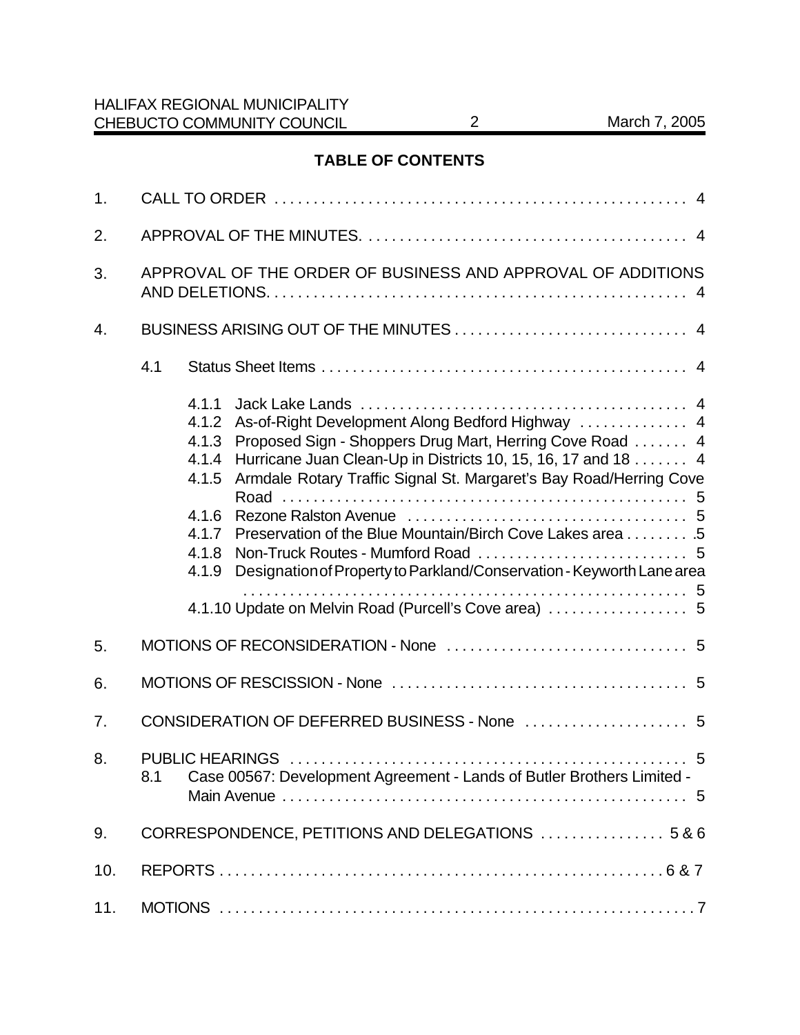## TABLE OF CONTENTS

1. CALL TO ORDER . . . . . . . . . . . . . . . . . . . . . . . . . . . . . . . . . . . . . . . . . . . . . . . . . . . . 4

2. APPROVAL OF THE MINUTES. . . . . . . . . . . . . . . . . . . . . . . . . . . . . . . . . . . . . . . . . . 4

3. APPROVAL OF THE ORDER OF BUSINESS AND APPROVAL OF ADDITIONS AND DELETIONS. . . . . . . . . . . . . . . . . . . . . . . . . . . . . . . . . . . . . . . . . . . . . . . . . . . . . 4

4. BUSINESS ARISING OUT OF THE MINUTES . . . . . . . . . . . . . . . . . . . . . . . . . . . . . . 4

   4.1 Status Sheet Items . . . . . . . . . . . . . . . . . . . . . . . . . . . . . . . . . . . . . . . . . . . . . . . 4

      4.1.1 Jack Lake Lands . . . . . . . . . . . . . . . . . . . . . . . . . . . . . . . . . . . . . . . . . 4
      4.1.2 As-of-Right Development Along Bedford Highway . . . . . . . . . . . . . . 4
      4.1.3 Proposed Sign - Shoppers Drug Mart, Herring Cove Road . . . . . . . 4
      4.1.4 Hurricane Juan Clean-Up in Districts 10, 15, 16, 17 and 18 . . . . . . . 4
      4.1.5 Armdale Rotary Traffic Signal St. Margaret's Bay Road/Herring Cove Road . . . . . . . . . . . . . . . . . . . . . . . . . . . . . . . . . . . . . . . . . . . . . . . . . . . 5
      4.1.6 Rezone Ralston Avenue . . . . . . . . . . . . . . . . . . . . . . . . . . . . . . . . . . . . 5
      4.1.7 Preservation of the Blue Mountain/Birch Cove Lakes area . . . . . . . . .5
      4.1.8 Non-Truck Routes - Mumford Road . . . . . . . . . . . . . . . . . . . . . . . . . . . 5
      4.1.9 Designation of Property to Parkland/Conservation - Keyworth Lane area . . . . . . . . . . . . . . . . . . . . . . . . . . . . . . . . . . . . . . . . . . . . . . . . . . . . . . . 5
      4.1.10 Update on Melvin Road (Purcell's Cove area) . . . . . . . . . . . . . . . . . . 5

5. MOTIONS OF RECONSIDERATION - None . . . . . . . . . . . . . . . . . . . . . . . . . . . . . . . 5

6. MOTIONS OF RESCISSION - None . . . . . . . . . . . . . . . . . . . . . . . . . . . . . . . . . . . . . . 5

7. CONSIDERATION OF DEFERRED BUSINESS - None . . . . . . . . . . . . . . . . . . . . . 5

8. PUBLIC HEARINGS . . . . . . . . . . . . . . . . . . . . . . . . . . . . . . . . . . . . . . . . . . . . . . . . . . . 5
   8.1 Case 00567: Development Agreement - Lands of Butler Brothers Limited - Main Avenue . . . . . . . . . . . . . . . . . . . . . . . . . . . . . . . . . . . . . . . . . . . . . . . . . . . 5

9. CORRESPONDENCE, PETITIONS AND DELEGATIONS . . . . . . . . . . . . . . . . 5 & 6

10. REPORTS . . . . . . . . . . . . . . . . . . . . . . . . . . . . . . . . . . . . . . . . . . . . . . . . . . . . . . . . . 6 & 7

11. MOTIONS . . . . . . . . . . . . . . . . . . . . . . . . . . . . . . . . . . . . . . . . . . . . . . . . . . . . . . . . . . . . 7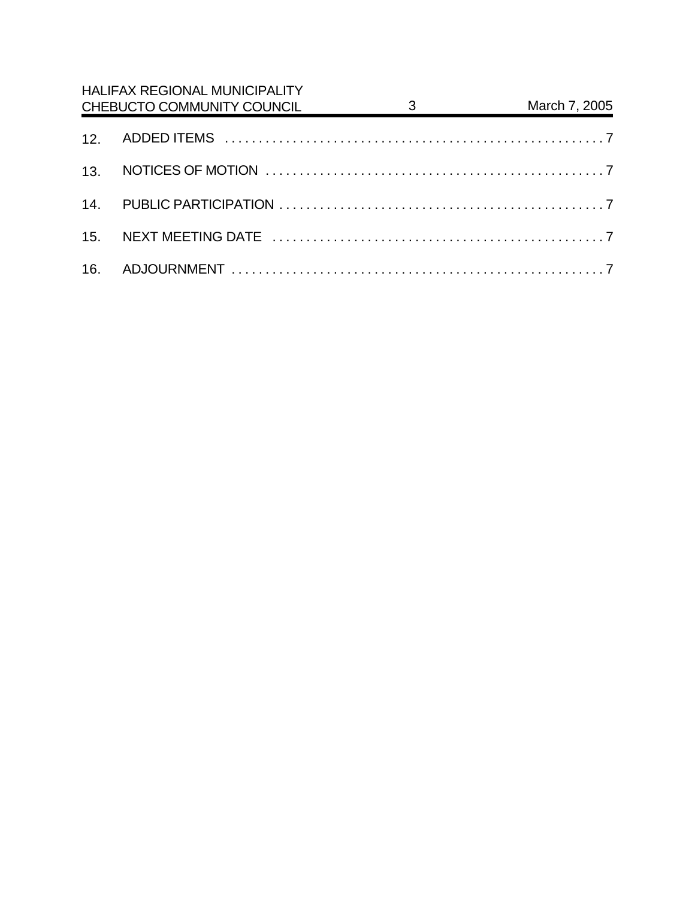12. ADDED ITEMS . . . . . . . . . . . . . . . . . . . . . . . . . . . . . . . . . . . . . . . . . . . . . . . . . . . . . . . 7

13. NOTICES OF MOTION . . . . . . . . . . . . . . . . . . . . . . . . . . . . . . . . . . . . . . . . . . . . . . . . . . 7

14. PUBLIC PARTICIPATION . . . . . . . . . . . . . . . . . . . . . . . . . . . . . . . . . . . . . . . . . . . . . . . . 7

15. NEXT MEETING DATE . . . . . . . . . . . . . . . . . . . . . . . . . . . . . . . . . . . . . . . . . . . . . . . . . 7

16. ADJOURNMENT . . . . . . . . . . . . . . . . . . . . . . . . . . . . . . . . . . . . . . . . . . . . . . . . . . . . . . 7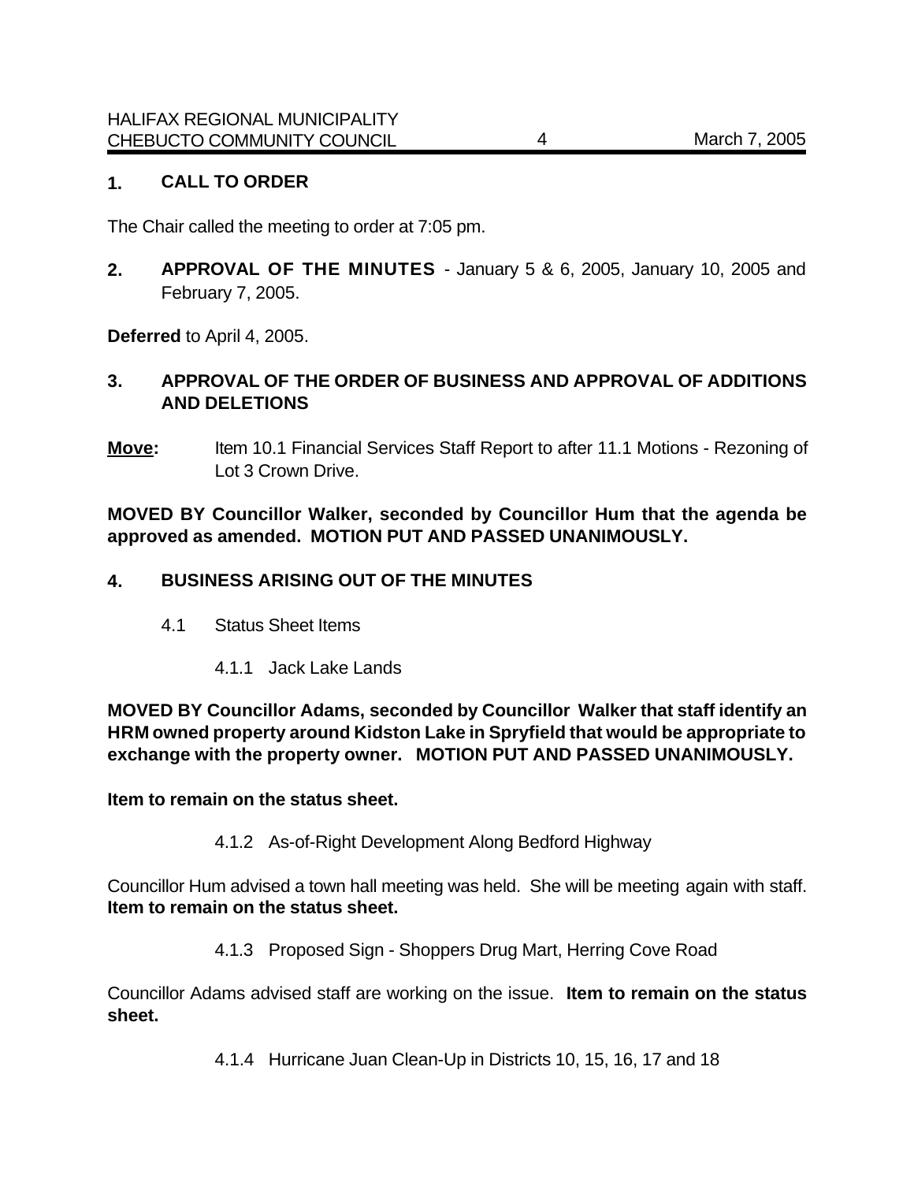## 1. CALL TO ORDER

The Chair called the meeting to order at 7:05 pm.

## 2. APPROVAL OF THE MINUTES - January 5 & 6, 2005, January 10, 2005 and February 7, 2005.

**Deferred** to April 4, 2005.

## 3. APPROVAL OF THE ORDER OF BUSINESS AND APPROVAL OF ADDITIONS AND DELETIONS

**Move:** Item 10.1 Financial Services Staff Report to after 11.1 Motions - Rezoning of Lot 3 Crown Drive.

**MOVED BY Councillor Walker, seconded by Councillor Hum that the agenda be approved as amended. MOTION PUT AND PASSED UNANIMOUSLY.**

## 4. BUSINESS ARISING OUT OF THE MINUTES

4.1 Status Sheet Items

4.1.1 Jack Lake Lands

**MOVED BY Councillor Adams, seconded by Councillor Walker that staff identify an HRM owned property around Kidston Lake in Spryfield that would be appropriate to exchange with the property owner. MOTION PUT AND PASSED UNANIMOUSLY.**

**Item to remain on the status sheet.**

4.1.2 As-of-Right Development Along Bedford Highway

Councillor Hum advised a town hall meeting was held. She will be meeting again with staff. **Item to remain on the status sheet.**

4.1.3 Proposed Sign - Shoppers Drug Mart, Herring Cove Road

Councillor Adams advised staff are working on the issue. **Item to remain on the status sheet.**

4.1.4 Hurricane Juan Clean-Up in Districts 10, 15, 16, 17 and 18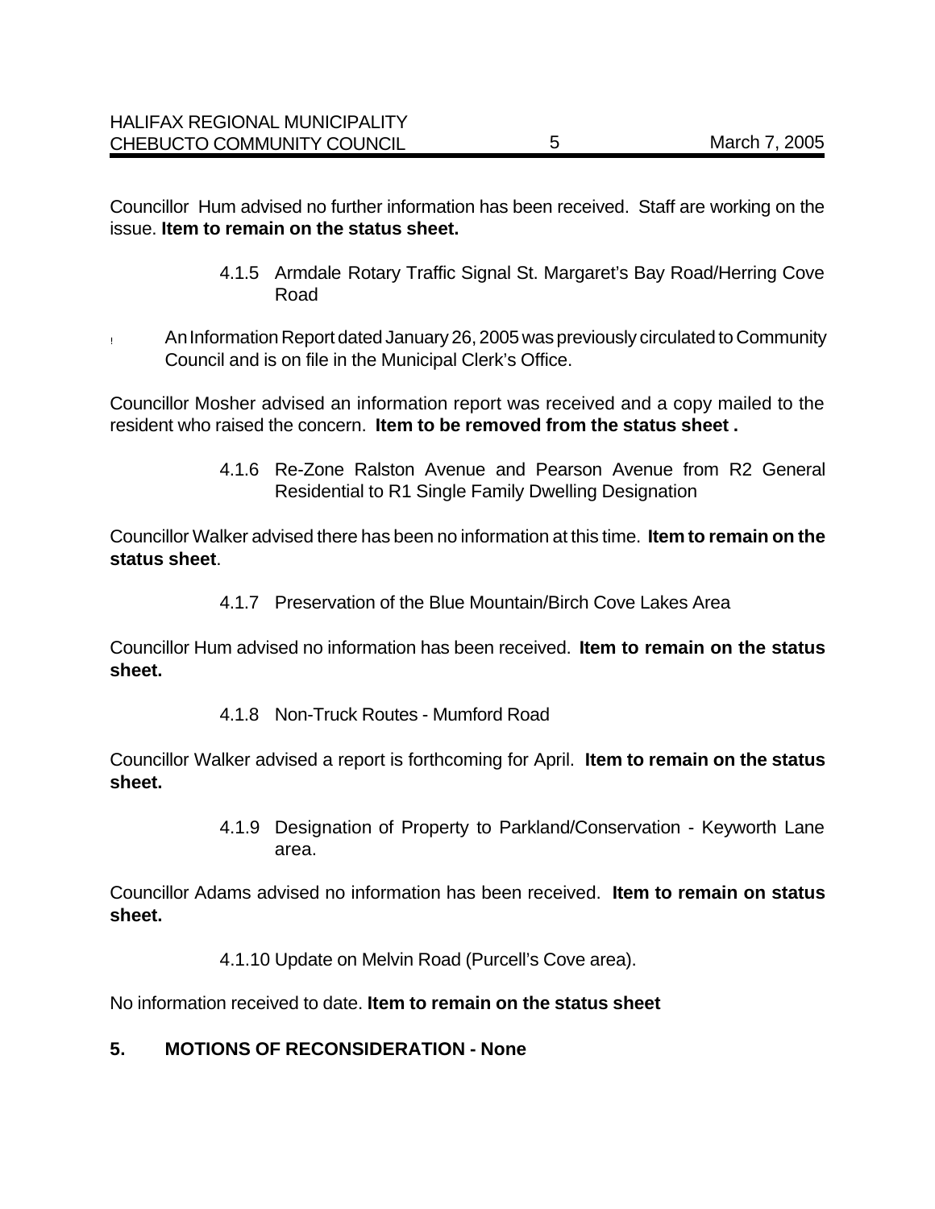Councillor Hum advised no further information has been received. Staff are working on the issue. **Item to remain on the status sheet.**

4.1.5 Armdale Rotary Traffic Signal St. Margaret's Bay Road/Herring Cove Road

- An Information Report dated January 26, 2005 was previously circulated to Community Council and is on file in the Municipal Clerk's Office.

Councillor Mosher advised an information report was received and a copy mailed to the resident who raised the concern. **Item to be removed from the status sheet .**

4.1.6 Re-Zone Ralston Avenue and Pearson Avenue from R2 General Residential to R1 Single Family Dwelling Designation

Councillor Walker advised there has been no information at this time. **Item to remain on the status sheet**.

4.1.7 Preservation of the Blue Mountain/Birch Cove Lakes Area

Councillor Hum advised no information has been received. **Item to remain on the status sheet.**

4.1.8 Non-Truck Routes - Mumford Road

Councillor Walker advised a report is forthcoming for April. **Item to remain on the status sheet.**

4.1.9 Designation of Property to Parkland/Conservation - Keyworth Lane area.

Councillor Adams advised no information has been received. **Item to remain on status sheet.**

4.1.10 Update on Melvin Road (Purcell's Cove area).

No information received to date. **Item to remain on the status sheet**

## 5. MOTIONS OF RECONSIDERATION - None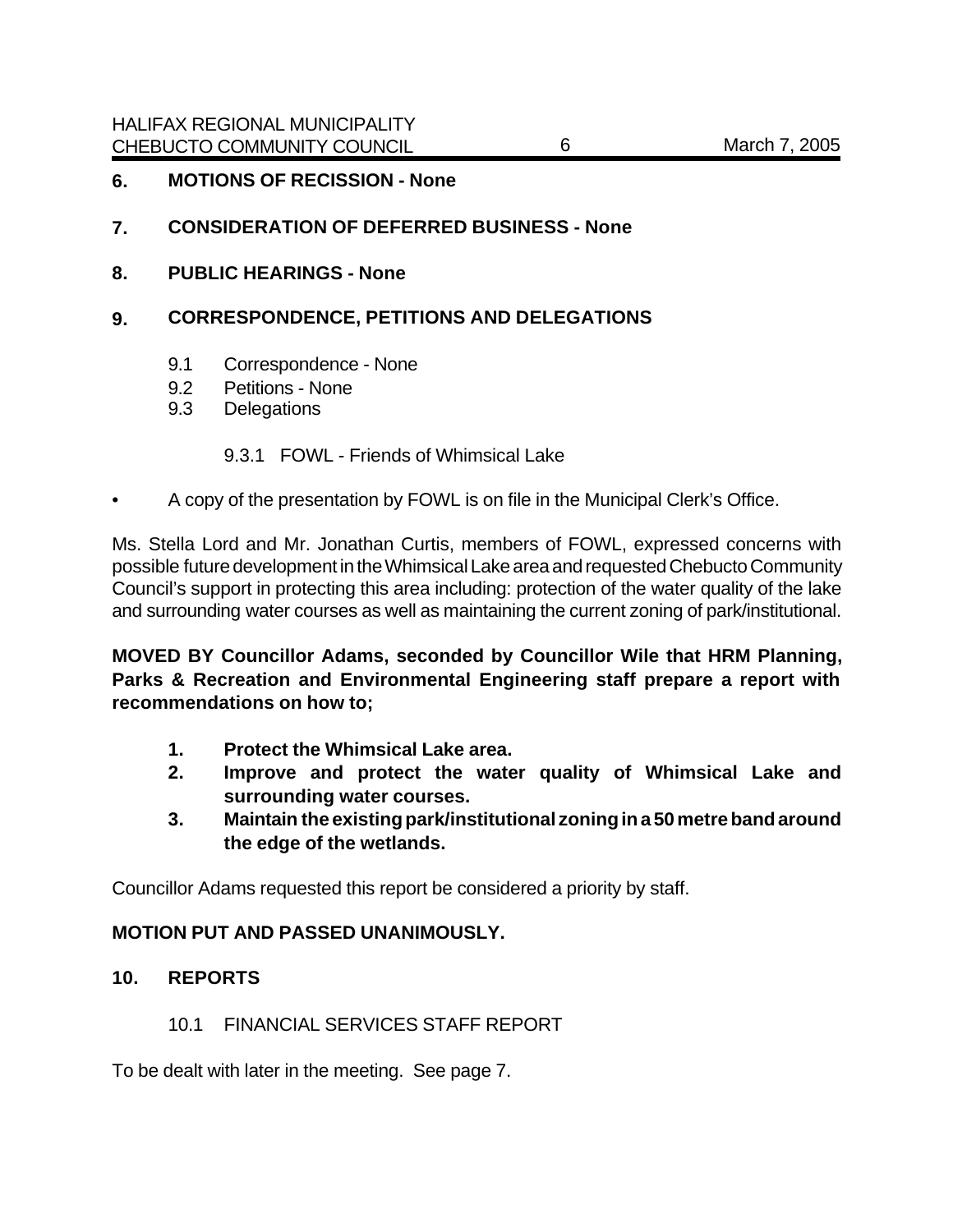## 6. MOTIONS OF RECISSION - None

## 7. CONSIDERATION OF DEFERRED BUSINESS - None

## 8. PUBLIC HEARINGS - None

## 9. CORRESPONDENCE, PETITIONS AND DELEGATIONS

9.1 Correspondence - None
9.2 Petitions - None
9.3 Delegations

9.3.1 FOWL - Friends of Whimsical Lake

- A copy of the presentation by FOWL is on file in the Municipal Clerk's Office.

Ms. Stella Lord and Mr. Jonathan Curtis, members of FOWL, expressed concerns with possible future development in the Whimsical Lake area and requested Chebucto Community Council's support in protecting this area including: protection of the water quality of the lake and surrounding water courses as well as maintaining the current zoning of park/institutional.

**MOVED BY Councillor Adams, seconded by Councillor Wile that HRM Planning, Parks & Recreation and Environmental Engineering staff prepare a report with recommendations on how to;**

1. **Protect the Whimsical Lake area.**
2. **Improve and protect the water quality of Whimsical Lake and surrounding water courses.**
3. **Maintain the existing park/institutional zoning in a 50 metre band around the edge of the wetlands.**

Councillor Adams requested this report be considered a priority by staff.

**MOTION PUT AND PASSED UNANIMOUSLY.**

## 10. REPORTS

10.1 FINANCIAL SERVICES STAFF REPORT

To be dealt with later in the meeting. See page 7.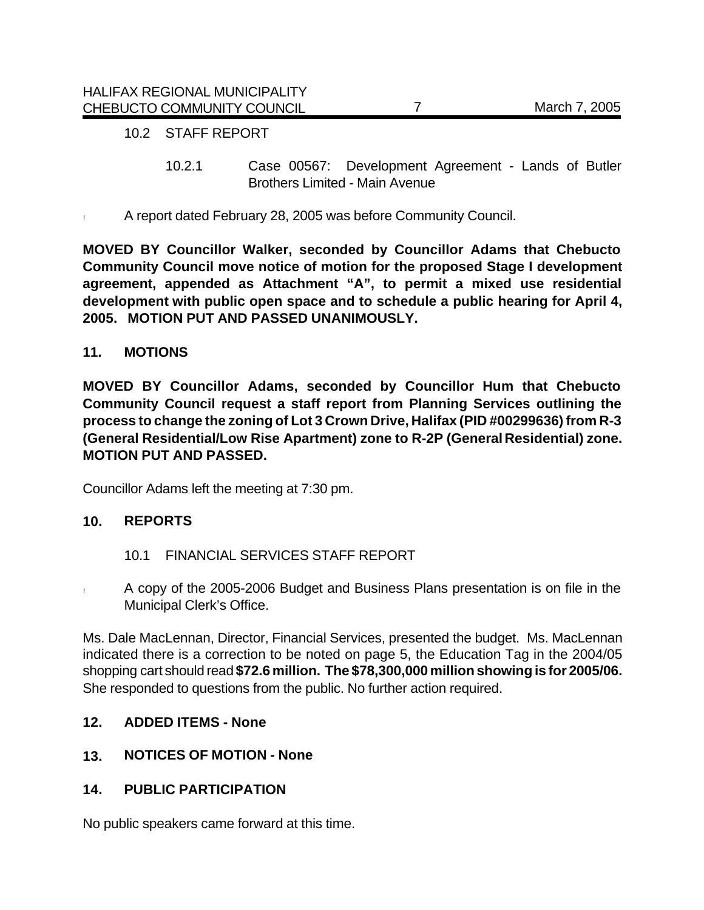10.2 STAFF REPORT

10.2.1 Case 00567: Development Agreement - Lands of Butler Brothers Limited - Main Avenue

- A report dated February 28, 2005 was before Community Council.

**MOVED BY Councillor Walker, seconded by Councillor Adams that Chebucto Community Council move notice of motion for the proposed Stage I development agreement, appended as Attachment "A", to permit a mixed use residential development with public open space and to schedule a public hearing for April 4, 2005. MOTION PUT AND PASSED UNANIMOUSLY.**

## 11. MOTIONS

**MOVED BY Councillor Adams, seconded by Councillor Hum that Chebucto Community Council request a staff report from Planning Services outlining the process to change the zoning of Lot 3 Crown Drive, Halifax (PID #00299636) from R-3 (General Residential/Low Rise Apartment) zone to R-2P (General Residential) zone. MOTION PUT AND PASSED.**

Councillor Adams left the meeting at 7:30 pm.

## 10. REPORTS

10.1 FINANCIAL SERVICES STAFF REPORT

- A copy of the 2005-2006 Budget and Business Plans presentation is on file in the Municipal Clerk's Office.

Ms. Dale MacLennan, Director, Financial Services, presented the budget. Ms. MacLennan indicated there is a correction to be noted on page 5, the Education Tag in the 2004/05 shopping cart should read **$72.6 million. The $78,300,000 million showing is for 2005/06.** She responded to questions from the public. No further action required.

## 12. ADDED ITEMS - None

## 13. NOTICES OF MOTION - None

## 14. PUBLIC PARTICIPATION

No public speakers came forward at this time.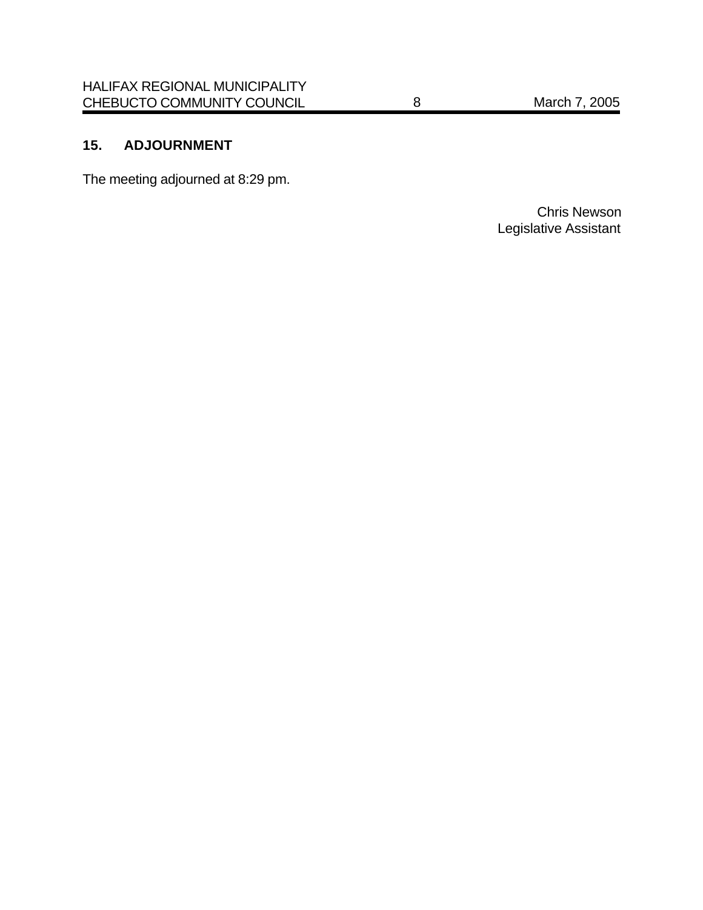## 15. ADJOURNMENT

The meeting adjourned at 8:29 pm.

Chris Newson
Legislative Assistant